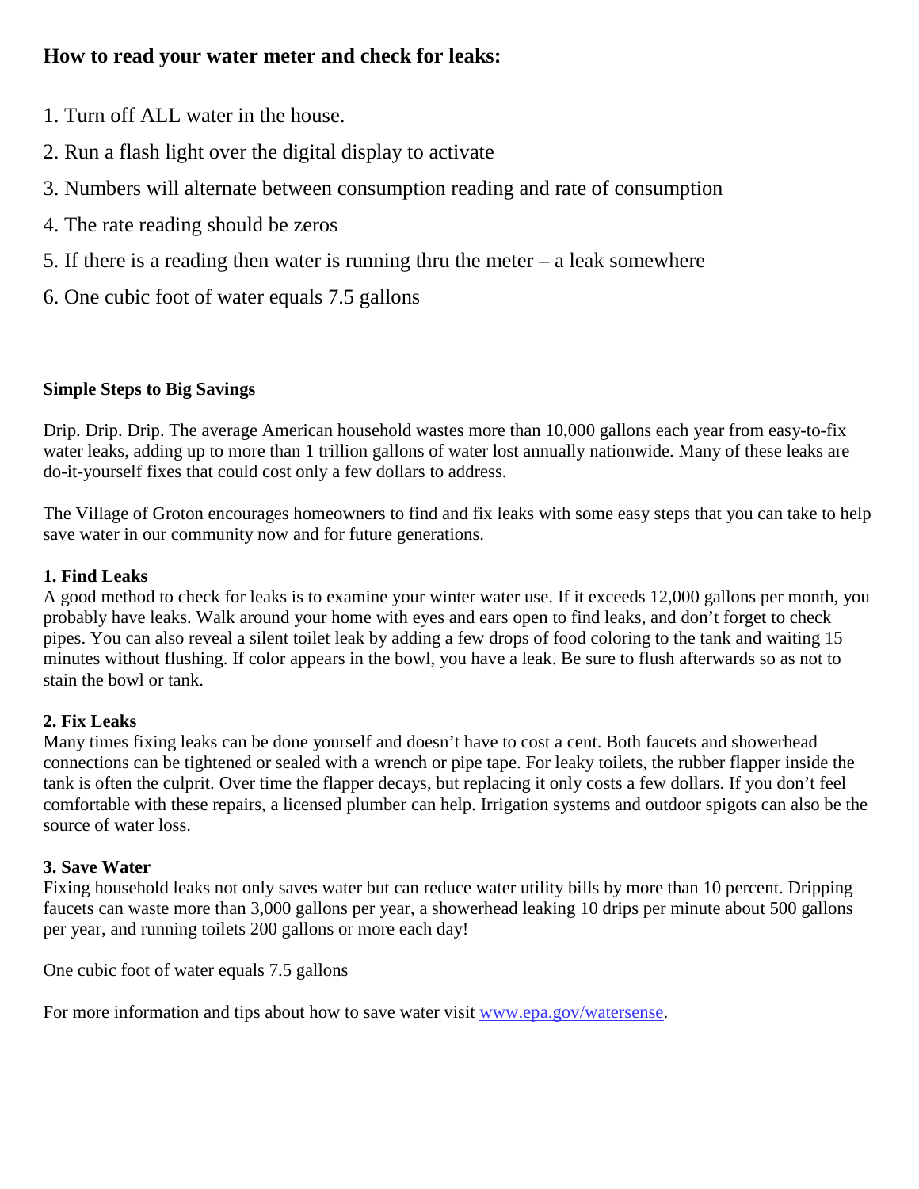## How to read your water meter and check for leaks:

1. Turn off ALL water in the house.
2. Run a flash light over the digital display to activate
3. Numbers will alternate between consumption reading and rate of consumption
4. The rate reading should be zeros
5. If there is a reading then water is running thru the meter – a leak somewhere
6. One cubic foot of water equals 7.5 gallons

### Simple Steps to Big Savings

Drip. Drip. Drip. The average American household wastes more than 10,000 gallons each year from easy-to-fix water leaks, adding up to more than 1 trillion gallons of water lost annually nationwide. Many of these leaks are do-it-yourself fixes that could cost only a few dollars to address.

The Village of Groton encourages homeowners to find and fix leaks with some easy steps that you can take to help save water in our community now and for future generations.

**1. Find Leaks**
A good method to check for leaks is to examine your winter water use. If it exceeds 12,000 gallons per month, you probably have leaks. Walk around your home with eyes and ears open to find leaks, and don't forget to check pipes. You can also reveal a silent toilet leak by adding a few drops of food coloring to the tank and waiting 15 minutes without flushing. If color appears in the bowl, you have a leak. Be sure to flush afterwards so as not to stain the bowl or tank.

**2. Fix Leaks**
Many times fixing leaks can be done yourself and doesn't have to cost a cent. Both faucets and showerhead connections can be tightened or sealed with a wrench or pipe tape. For leaky toilets, the rubber flapper inside the tank is often the culprit. Over time the flapper decays, but replacing it only costs a few dollars. If you don't feel comfortable with these repairs, a licensed plumber can help. Irrigation systems and outdoor spigots can also be the source of water loss.

**3. Save Water**
Fixing household leaks not only saves water but can reduce water utility bills by more than 10 percent. Dripping faucets can waste more than 3,000 gallons per year, a showerhead leaking 10 drips per minute about 500 gallons per year, and running toilets 200 gallons or more each day!

One cubic foot of water equals 7.5 gallons

For more information and tips about how to save water visit [www.epa.gov/watersense](http://www.epa.gov/watersense).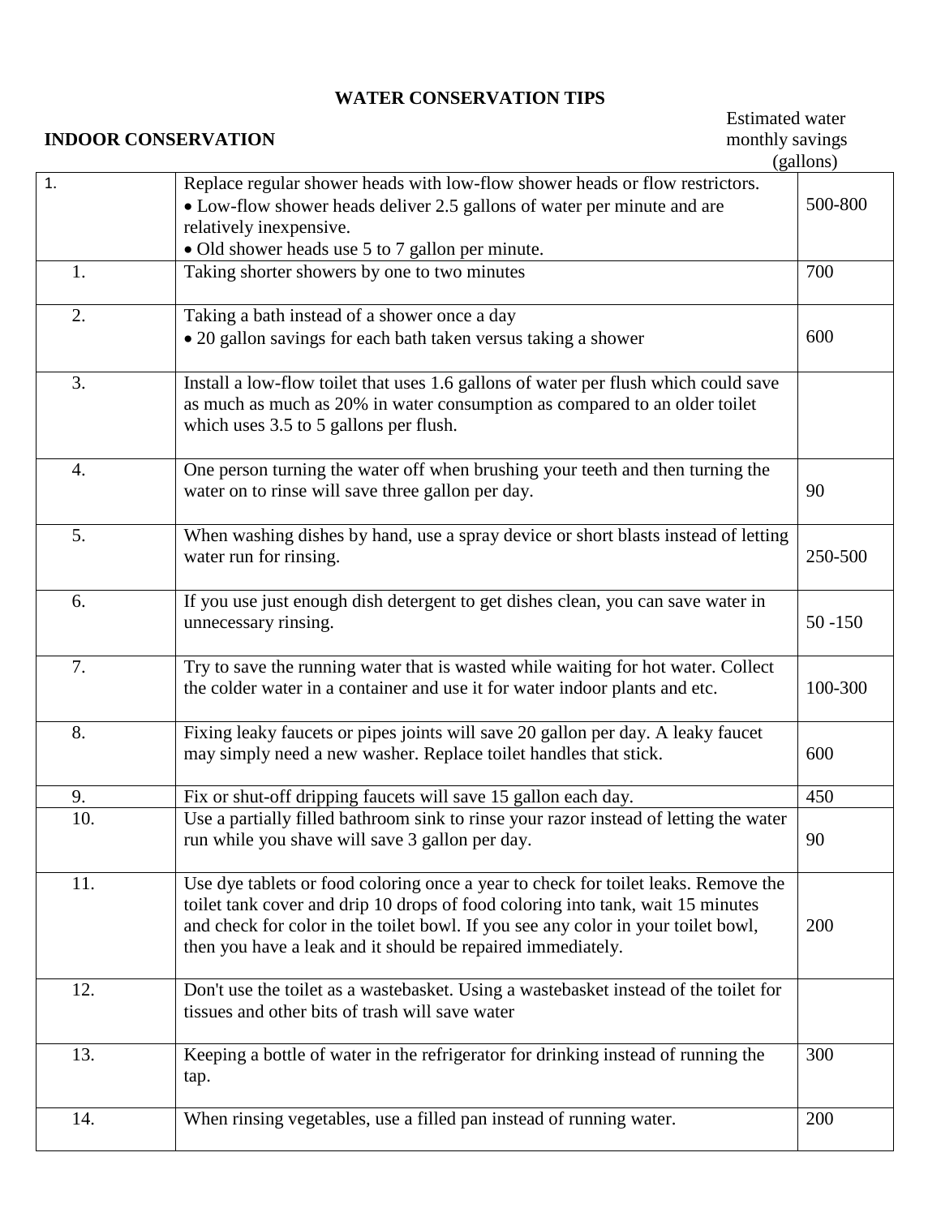**WATER CONSERVATION TIPS**

**INDOOR CONSERVATION**

| | | Estimated water monthly savings (gallons) |
|---|---|---|
| 1. | Replace regular shower heads with low-flow shower heads or flow restrictors.<br>• Low-flow shower heads deliver 2.5 gallons of water per minute and are relatively inexpensive.<br>• Old shower heads use 5 to 7 gallon per minute. | 500-800 |
| 1. | Taking shorter showers by one to two minutes | 700 |
| 2. | Taking a bath instead of a shower once a day<br>• 20 gallon savings for each bath taken versus taking a shower | 600 |
| 3. | Install a low-flow toilet that uses 1.6 gallons of water per flush which could save as much as much as 20% in water consumption as compared to an older toilet which uses 3.5 to 5 gallons per flush. | |
| 4. | One person turning the water off when brushing your teeth and then turning the water on to rinse will save three gallon per day. | 90 |
| 5. | When washing dishes by hand, use a spray device or short blasts instead of letting water run for rinsing. | 250-500 |
| 6. | If you use just enough dish detergent to get dishes clean, you can save water in unnecessary rinsing. | 50 -150 |
| 7. | Try to save the running water that is wasted while waiting for hot water. Collect the colder water in a container and use it for water indoor plants and etc. | 100-300 |
| 8. | Fixing leaky faucets or pipes joints will save 20 gallon per day. A leaky faucet may simply need a new washer. Replace toilet handles that stick. | 600 |
| 9. | Fix or shut-off dripping faucets will save 15 gallon each day. | 450 |
| 10. | Use a partially filled bathroom sink to rinse your razor instead of letting the water run while you shave will save 3 gallon per day. | 90 |
| 11. | Use dye tablets or food coloring once a year to check for toilet leaks. Remove the toilet tank cover and drip 10 drops of food coloring into tank, wait 15 minutes and check for color in the toilet bowl. If you see any color in your toilet bowl, then you have a leak and it should be repaired immediately. | 200 |
| 12. | Don't use the toilet as a wastebasket. Using a wastebasket instead of the toilet for tissues and other bits of trash will save water | |
| 13. | Keeping a bottle of water in the refrigerator for drinking instead of running the tap. | 300 |
| 14. | When rinsing vegetables, use a filled pan instead of running water. | 200 |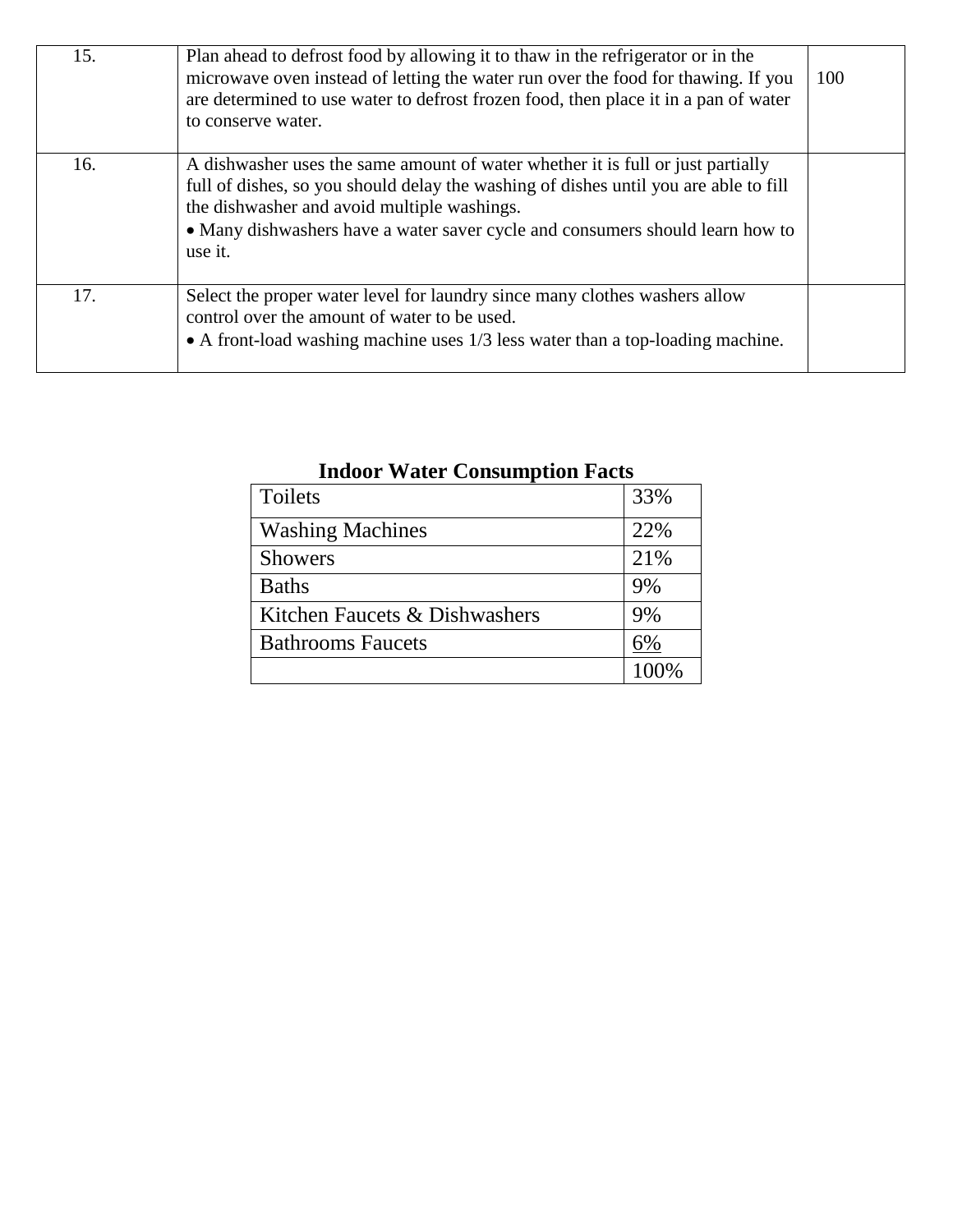| | | |
|---|---|---|
| 15. | Plan ahead to defrost food by allowing it to thaw in the refrigerator or in the microwave oven instead of letting the water run over the food for thawing. If you are determined to use water to defrost frozen food, then place it in a pan of water to conserve water. | 100 |
| 16. | A dishwasher uses the same amount of water whether it is full or just partially full of dishes, so you should delay the washing of dishes until you are able to fill the dishwasher and avoid multiple washings.<br>• Many dishwashers have a water saver cycle and consumers should learn how to use it. | |
| 17. | Select the proper water level for laundry since many clothes washers allow control over the amount of water to be used.<br>• A front-load washing machine uses 1/3 less water than a top-loading machine. | |

**Indoor Water Consumption Facts**

| | |
|---|---|
| Toilets | 33% |
| Washing Machines | 22% |
| Showers | 21% |
| Baths | 9% |
| Kitchen Faucets & Dishwashers | 9% |
| Bathrooms Faucets | 6% |
| | 100% |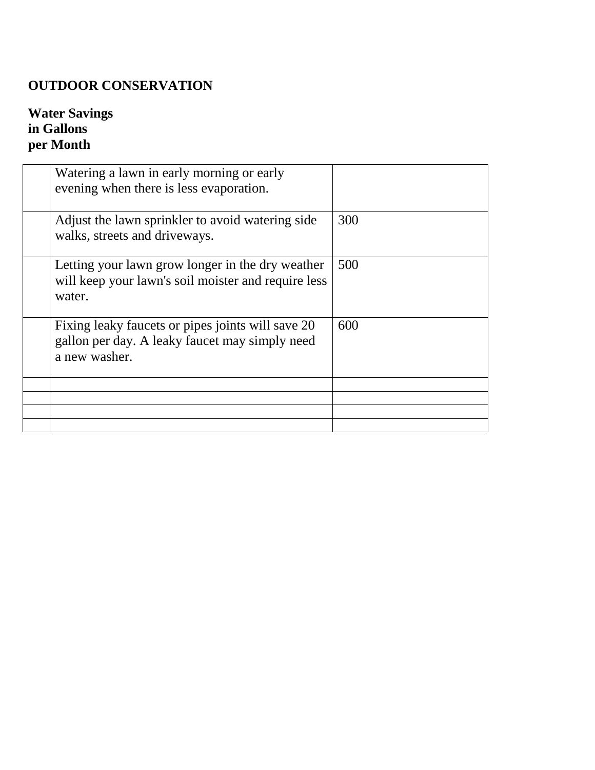**OUTDOOR CONSERVATION**

**Water Savings**
**in Gallons**
**per Month**

| | | |
|---|---|---|
| | Watering a lawn in early morning or early evening when there is less evaporation. | |
| | Adjust the lawn sprinkler to avoid watering side walks, streets and driveways. | 300 |
| | Letting your lawn grow longer in the dry weather will keep your lawn's soil moister and require less water. | 500 |
| | Fixing leaky faucets or pipes joints will save 20 gallon per day. A leaky faucet may simply need a new washer. | 600 |
| | | |
| | | |
| | | |
| | | |